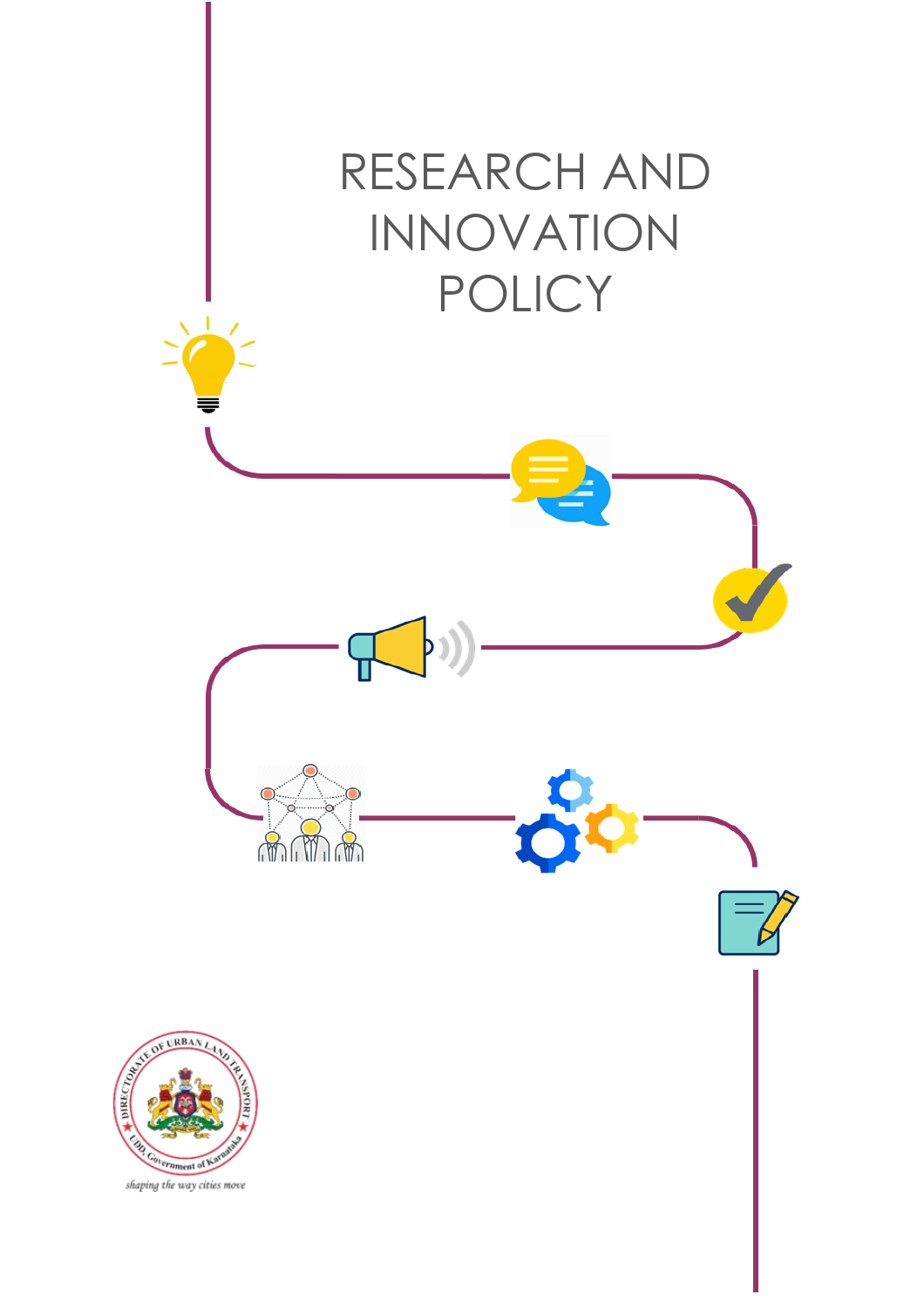# RESEARCH AND INNOVATION POLICY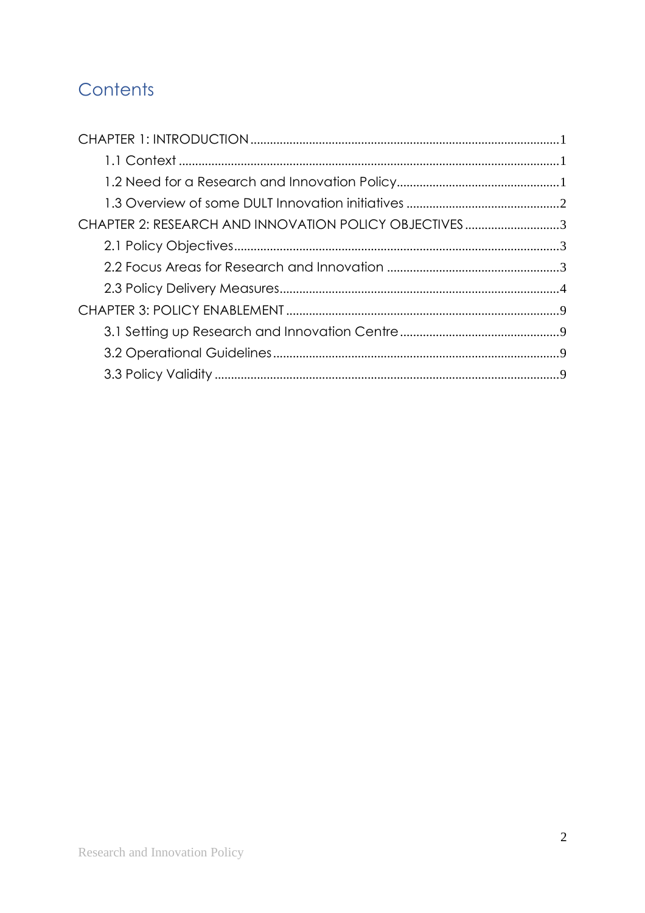# Contents

CHAPTER 1: INTRODUCTION ........ 1

- 1.1 Context ........ 1
- 1.2 Need for a Research and Innovation Policy ........ 1
- 1.3 Overview of some DULT Innovation initiatives ........ 2

CHAPTER 2: RESEARCH AND INNOVATION POLICY OBJECTIVES ........ 3

- 2.1 Policy Objectives ........ 3
- 2.2 Focus Areas for Research and Innovation ........ 3
- 2.3 Policy Delivery Measures ........ 4

CHAPTER 3: POLICY ENABLEMENT ........ 9

- 3.1 Setting up Research and Innovation Centre ........ 9
- 3.2 Operational Guidelines ........ 9
- 3.3 Policy Validity ........ 9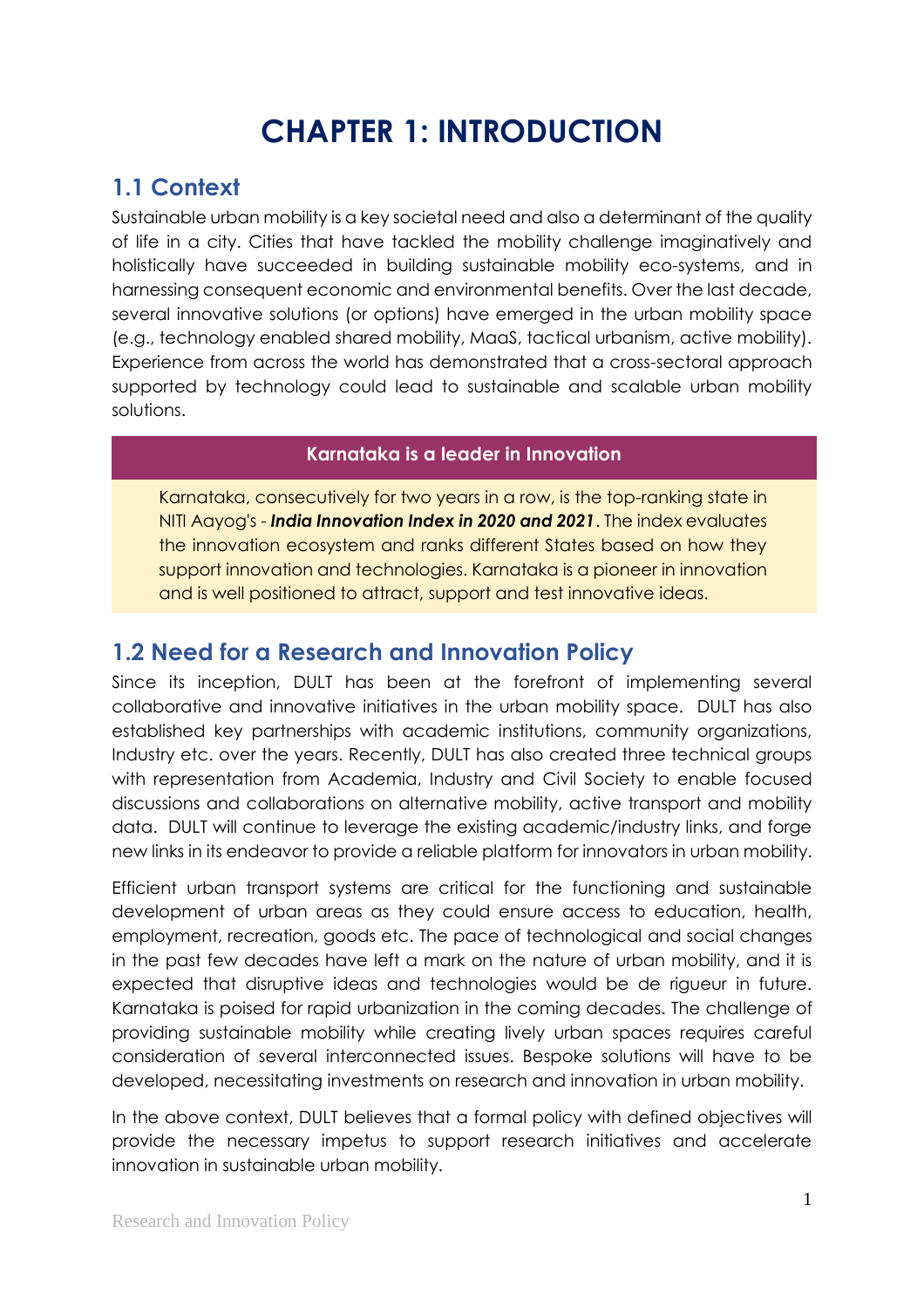# CHAPTER 1: INTRODUCTION

## 1.1 Context

Sustainable urban mobility is a key societal need and also a determinant of the quality of life in a city. Cities that have tackled the mobility challenge imaginatively and holistically have succeeded in building sustainable mobility eco-systems, and in harnessing consequent economic and environmental benefits. Over the last decade, several innovative solutions (or options) have emerged in the urban mobility space (e.g., technology enabled shared mobility, MaaS, tactical urbanism, active mobility). Experience from across the world has demonstrated that a cross-sectoral approach supported by technology could lead to sustainable and scalable urban mobility solutions.

**Karnataka is a leader in Innovation**

Karnataka, consecutively for two years in a row, is the top-ranking state in NITI Aayog's - ***India Innovation Index in 2020 and 2021***. The index evaluates the innovation ecosystem and ranks different States based on how they support innovation and technologies. Karnataka is a pioneer in innovation and is well positioned to attract, support and test innovative ideas.

## 1.2 Need for a Research and Innovation Policy

Since its inception, DULT has been at the forefront of implementing several collaborative and innovative initiatives in the urban mobility space. DULT has also established key partnerships with academic institutions, community organizations, Industry etc. over the years. Recently, DULT has also created three technical groups with representation from Academia, Industry and Civil Society to enable focused discussions and collaborations on alternative mobility, active transport and mobility data. DULT will continue to leverage the existing academic/industry links, and forge new links in its endeavor to provide a reliable platform for innovators in urban mobility.

Efficient urban transport systems are critical for the functioning and sustainable development of urban areas as they could ensure access to education, health, employment, recreation, goods etc. The pace of technological and social changes in the past few decades have left a mark on the nature of urban mobility, and it is expected that disruptive ideas and technologies would be de rigueur in future. Karnataka is poised for rapid urbanization in the coming decades. The challenge of providing sustainable mobility while creating lively urban spaces requires careful consideration of several interconnected issues. Bespoke solutions will have to be developed, necessitating investments on research and innovation in urban mobility.

In the above context, DULT believes that a formal policy with defined objectives will provide the necessary impetus to support research initiatives and accelerate innovation in sustainable urban mobility.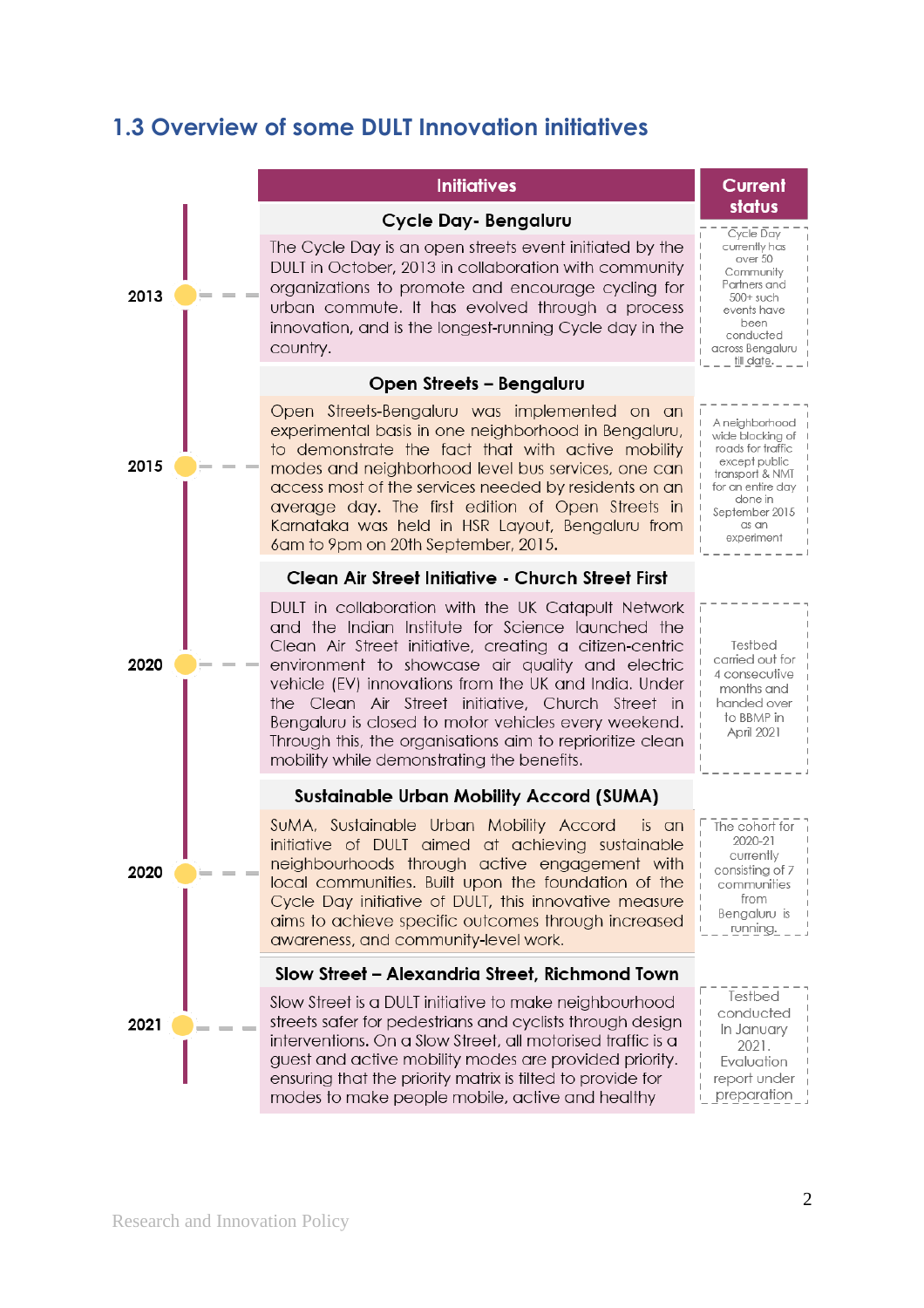## 1.3 Overview of some DULT Innovation initiatives

| Year | Initiatives | Current status |
|---|---|---|
| 2013 | **Cycle Day- Bengaluru**<br>The Cycle Day is an open streets event initiated by the DULT in October, 2013 in collaboration with community organizations to promote and encourage cycling for urban commute. It has evolved through a process innovation, and is the longest-running Cycle day in the country. | Cycle Day currently has over 50 Community Partners and 500+ such events have been conducted across Bengaluru till date. |
| 2015 | **Open Streets – Bengaluru**<br>Open Streets-Bengaluru was implemented on an experimental basis in one neighborhood in Bengaluru, to demonstrate the fact that with active mobility modes and neighborhood level bus services, one can access most of the services needed by residents on an average day. The first edition of Open Streets in Karnataka was held in HSR Layout, Bengaluru from 6am to 9pm on 20th September, 2015. | A neighborhood wide blocking of roads for traffic except public transport & NMT for an entire day done in September 2015 as an experiment |
| 2020 | **Clean Air Street Initiative - Church Street First**<br>DULT in collaboration with the UK Catapult Network and the Indian Institute for Science launched the Clean Air Street initiative, creating a citizen-centric environment to showcase air quality and electric vehicle (EV) innovations from the UK and India. Under the Clean Air Street initiative, Church Street in Bengaluru is closed to motor vehicles every weekend. Through this, the organisations aim to reprioritize clean mobility while demonstrating the benefits. | Testbed carried out for 4 consecutive months and handed over to BBMP in April 2021 |
| 2020 | **Sustainable Urban Mobility Accord (SUMA)**<br>SuMA, Sustainable Urban Mobility Accord is an initiative of DULT aimed at achieving sustainable neighbourhoods through active engagement with local communities. Built upon the foundation of the Cycle Day initiative of DULT, this innovative measure aims to achieve specific outcomes through increased awareness, and community-level work. | The cohort for 2020-21 currently consisting of 7 communities from Bengaluru is running. |
| 2021 | **Slow Street – Alexandria Street, Richmond Town**<br>Slow Street is a DULT initiative to make neighbourhood streets safer for pedestrians and cyclists through design interventions. On a Slow Street, all motorised traffic is a guest and active mobility modes are provided priority. ensuring that the priority matrix is tilted to provide for modes to make people mobile, active and healthy | Testbed conducted In January 2021. Evaluation report under preparation |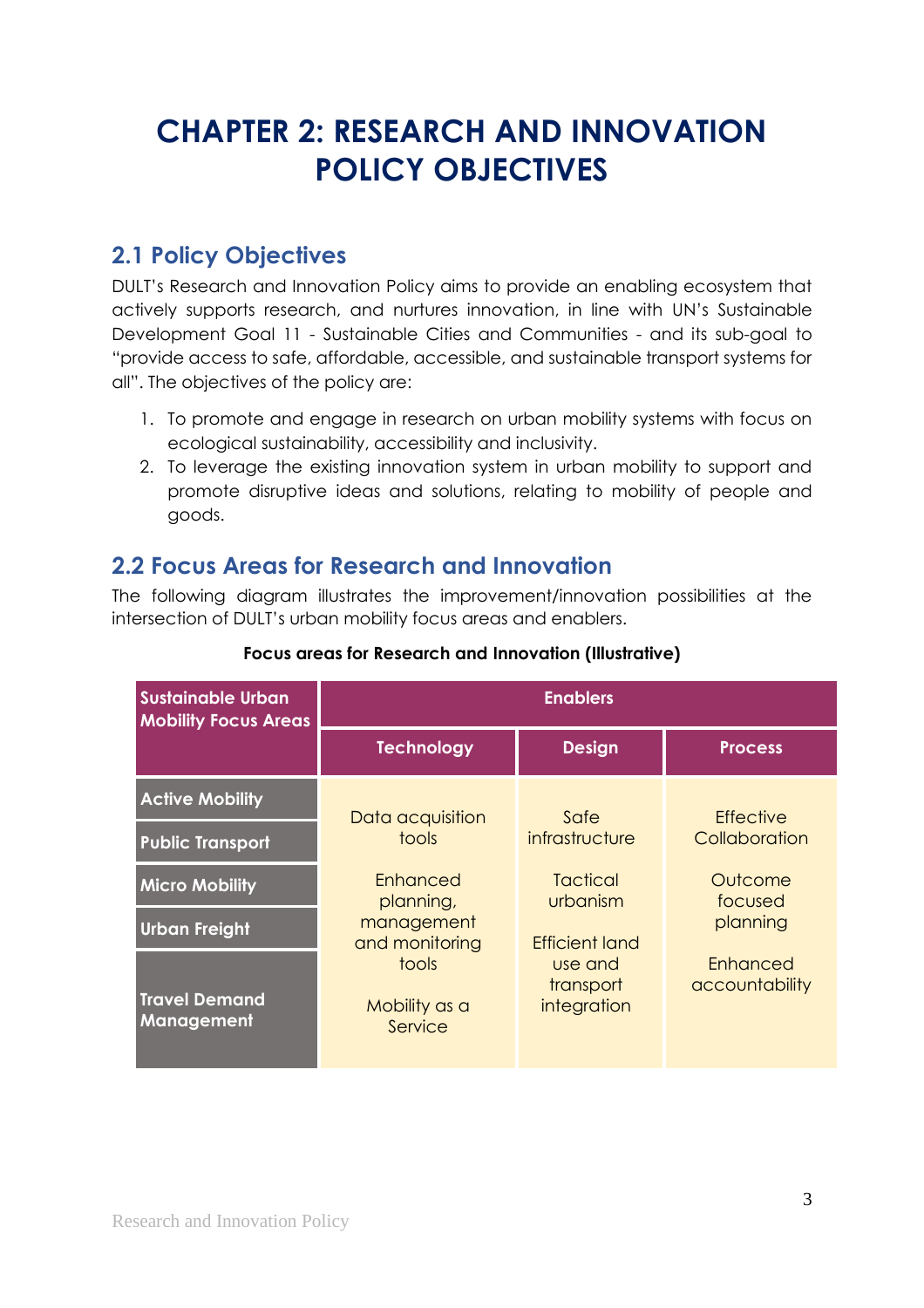# CHAPTER 2: RESEARCH AND INNOVATION POLICY OBJECTIVES

## 2.1 Policy Objectives

DULT's Research and Innovation Policy aims to provide an enabling ecosystem that actively supports research, and nurtures innovation, in line with UN's Sustainable Development Goal 11 - Sustainable Cities and Communities - and its sub-goal to "provide access to safe, affordable, accessible, and sustainable transport systems for all". The objectives of the policy are:

1. To promote and engage in research on urban mobility systems with focus on ecological sustainability, accessibility and inclusivity.
2. To leverage the existing innovation system in urban mobility to support and promote disruptive ideas and solutions, relating to mobility of people and goods.

## 2.2 Focus Areas for Research and Innovation

The following diagram illustrates the improvement/innovation possibilities at the intersection of DULT's urban mobility focus areas and enablers.

**Focus areas for Research and Innovation (Illustrative)**

| Sustainable Urban Mobility Focus Areas | Enablers | | |
|---|---|---|---|
| | Technology | Design | Process |
| Active Mobility<br>Public Transport<br>Micro Mobility<br>Urban Freight<br>Travel Demand Management | Data acquisition tools<br><br>Enhanced planning, management and monitoring tools<br><br>Mobility as a Service | Safe infrastructure<br><br>Tactical urbanism<br><br>Efficient land use and transport integration | Effective Collaboration<br><br>Outcome focused planning<br><br>Enhanced accountability |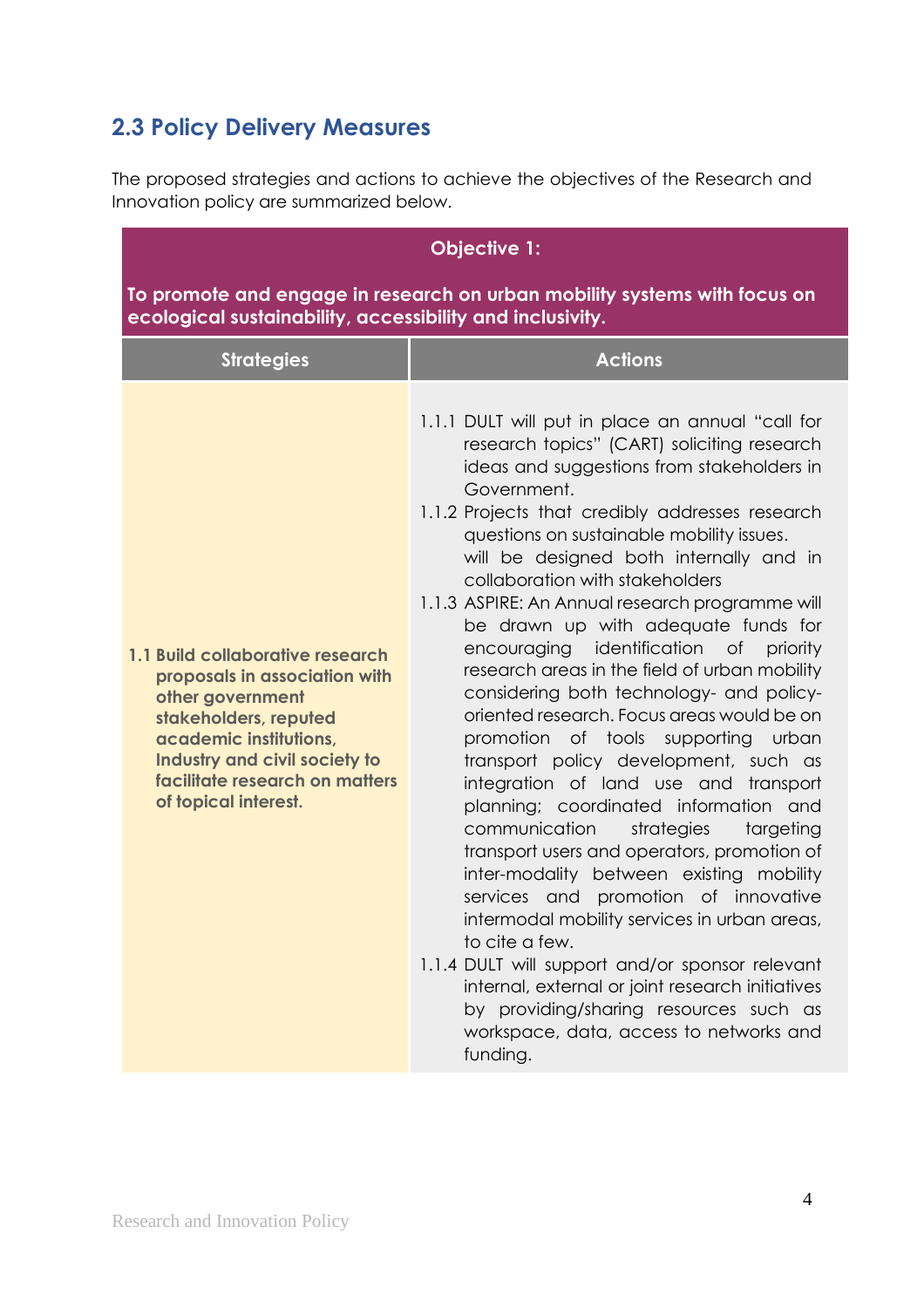## 2.3 Policy Delivery Measures

The proposed strategies and actions to achieve the objectives of the Research and Innovation policy are summarized below.

| **Objective 1:**<br>**To promote and engage in research on urban mobility systems with focus on ecological sustainability, accessibility and inclusivity.** | |
|---|---|
| **Strategies** | **Actions** |
| **1.1 Build collaborative research proposals in association with other government stakeholders, reputed academic institutions, Industry and civil society to facilitate research on matters of topical interest.** | 1.1.1 DULT will put in place an annual "call for research topics" (CART) soliciting research ideas and suggestions from stakeholders in Government.<br>1.1.2 Projects that credibly addresses research questions on sustainable mobility issues. will be designed both internally and in collaboration with stakeholders<br>1.1.3 ASPIRE: An Annual research programme will be drawn up with adequate funds for encouraging identification of priority research areas in the field of urban mobility considering both technology- and policy-oriented research. Focus areas would be on promotion of tools supporting urban transport policy development, such as integration of land use and transport planning; coordinated information and communication strategies targeting transport users and operators, promotion of inter-modality between existing mobility services and promotion of innovative intermodal mobility services in urban areas, to cite a few.<br>1.1.4 DULT will support and/or sponsor relevant internal, external or joint research initiatives by providing/sharing resources such as workspace, data, access to networks and funding. |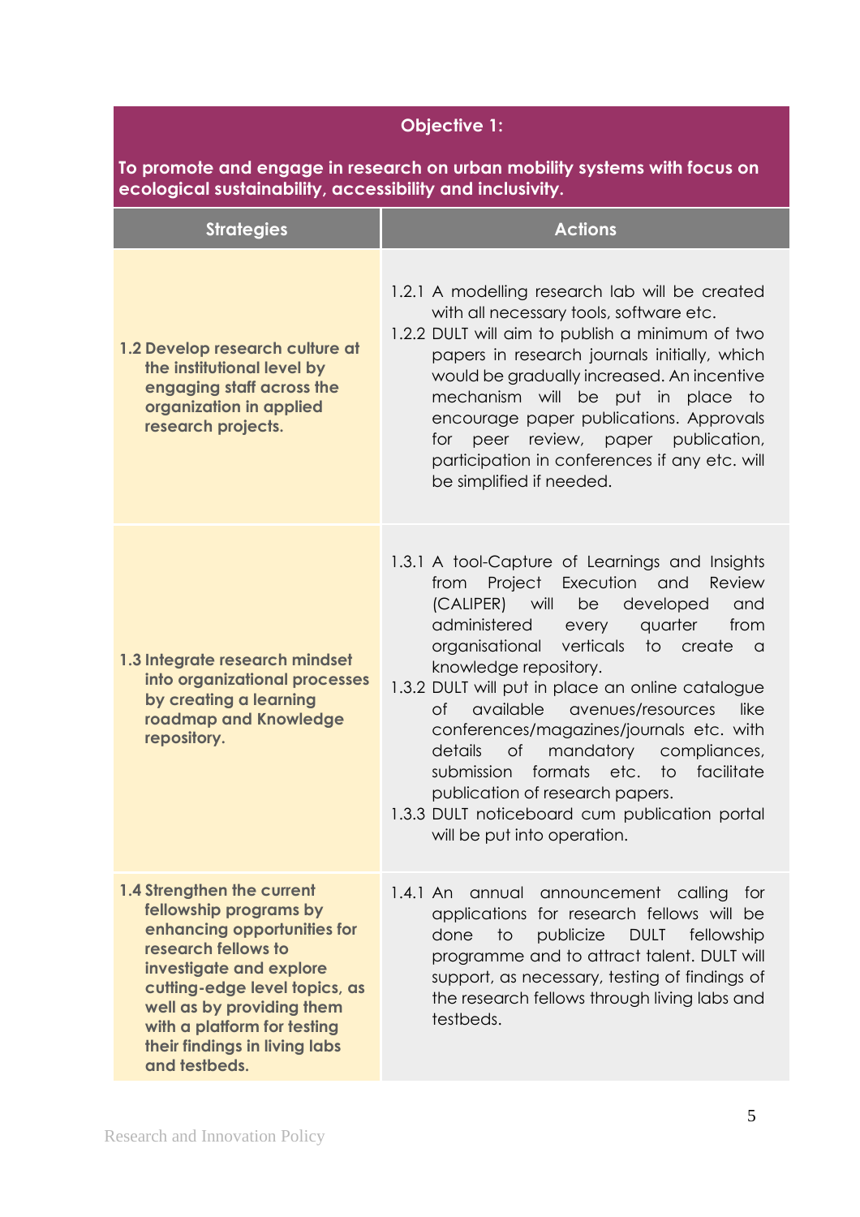| **Objective 1:** | |
|---|---|
| **To promote and engage in research on urban mobility systems with focus on ecological sustainability, accessibility and inclusivity.** | |
| **Strategies** | **Actions** |
| **1.2 Develop research culture at the institutional level by engaging staff across the organization in applied research projects.** | 1.2.1 A modelling research lab will be created with all necessary tools, software etc.<br>1.2.2 DULT will aim to publish a minimum of two papers in research journals initially, which would be gradually increased. An incentive mechanism will be put in place to encourage paper publications. Approvals for peer review, paper publication, participation in conferences if any etc. will be simplified if needed. |
| **1.3 Integrate research mindset into organizational processes by creating a learning roadmap and Knowledge repository.** | 1.3.1 A tool-Capture of Learnings and Insights from Project Execution and Review (CALIPER) will be developed and administered every quarter from organisational verticals to create a knowledge repository.<br>1.3.2 DULT will put in place an online catalogue of available avenues/resources like conferences/magazines/journals etc. with details of mandatory compliances, submission formats etc. to facilitate publication of research papers.<br>1.3.3 DULT noticeboard cum publication portal will be put into operation. |
| **1.4 Strengthen the current fellowship programs by enhancing opportunities for research fellows to investigate and explore cutting-edge level topics, as well as by providing them with a platform for testing their findings in living labs and testbeds.** | 1.4.1 An annual announcement calling for applications for research fellows will be done to publicize DULT fellowship programme and to attract talent. DULT will support, as necessary, testing of findings of the research fellows through living labs and testbeds. |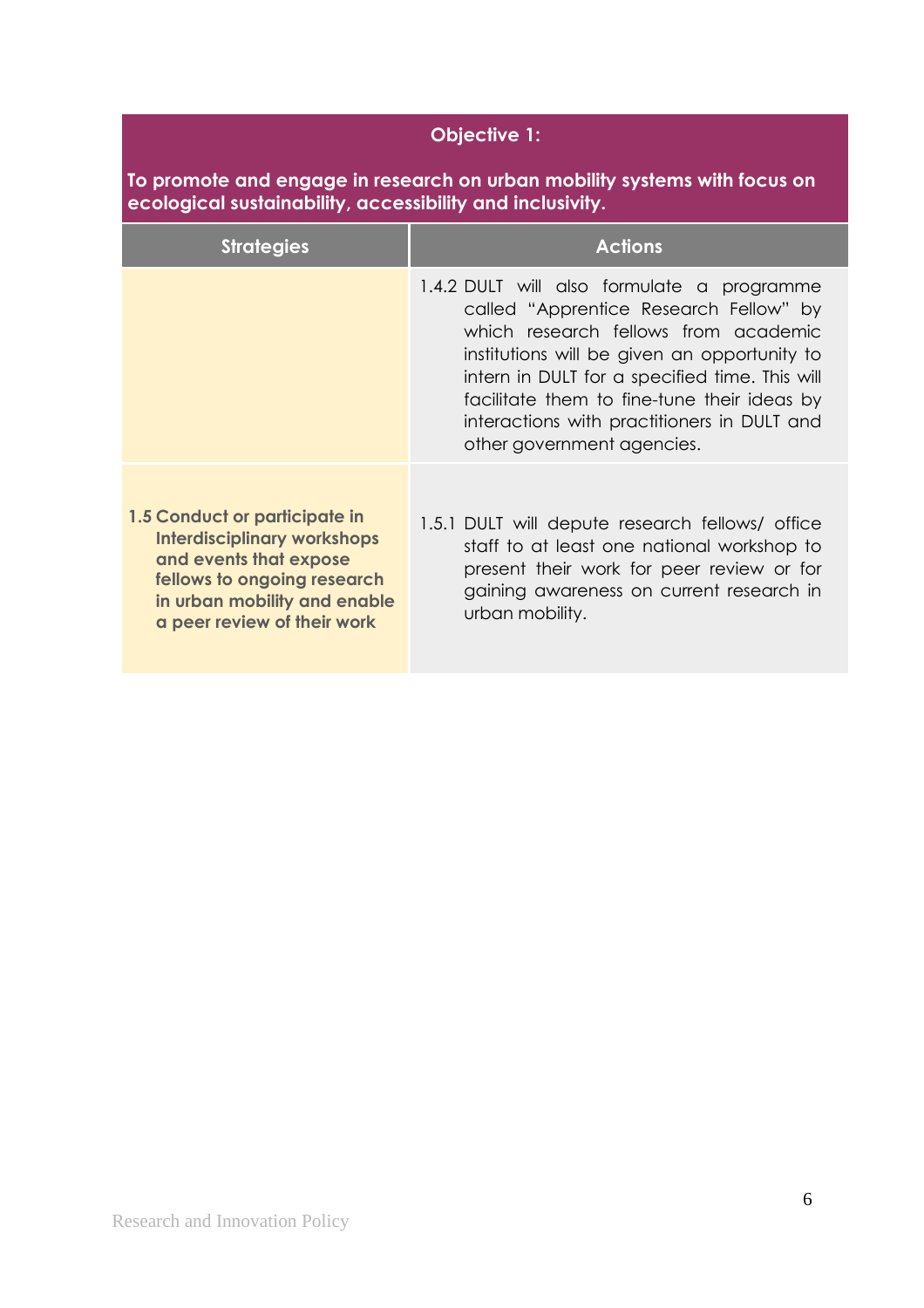| **Objective 1:** <br> **To promote and engage in research on urban mobility systems with focus on ecological sustainability, accessibility and inclusivity.** | |
|---|---|
| **Strategies** | **Actions** |
| | 1.4.2 DULT will also formulate a programme called "Apprentice Research Fellow" by which research fellows from academic institutions will be given an opportunity to intern in DULT for a specified time. This will facilitate them to fine-tune their ideas by interactions with practitioners in DULT and other government agencies. |
| **1.5 Conduct or participate in Interdisciplinary workshops and events that expose fellows to ongoing research in urban mobility and enable a peer review of their work** | 1.5.1 DULT will depute research fellows/ office staff to at least one national workshop to present their work for peer review or for gaining awareness on current research in urban mobility. |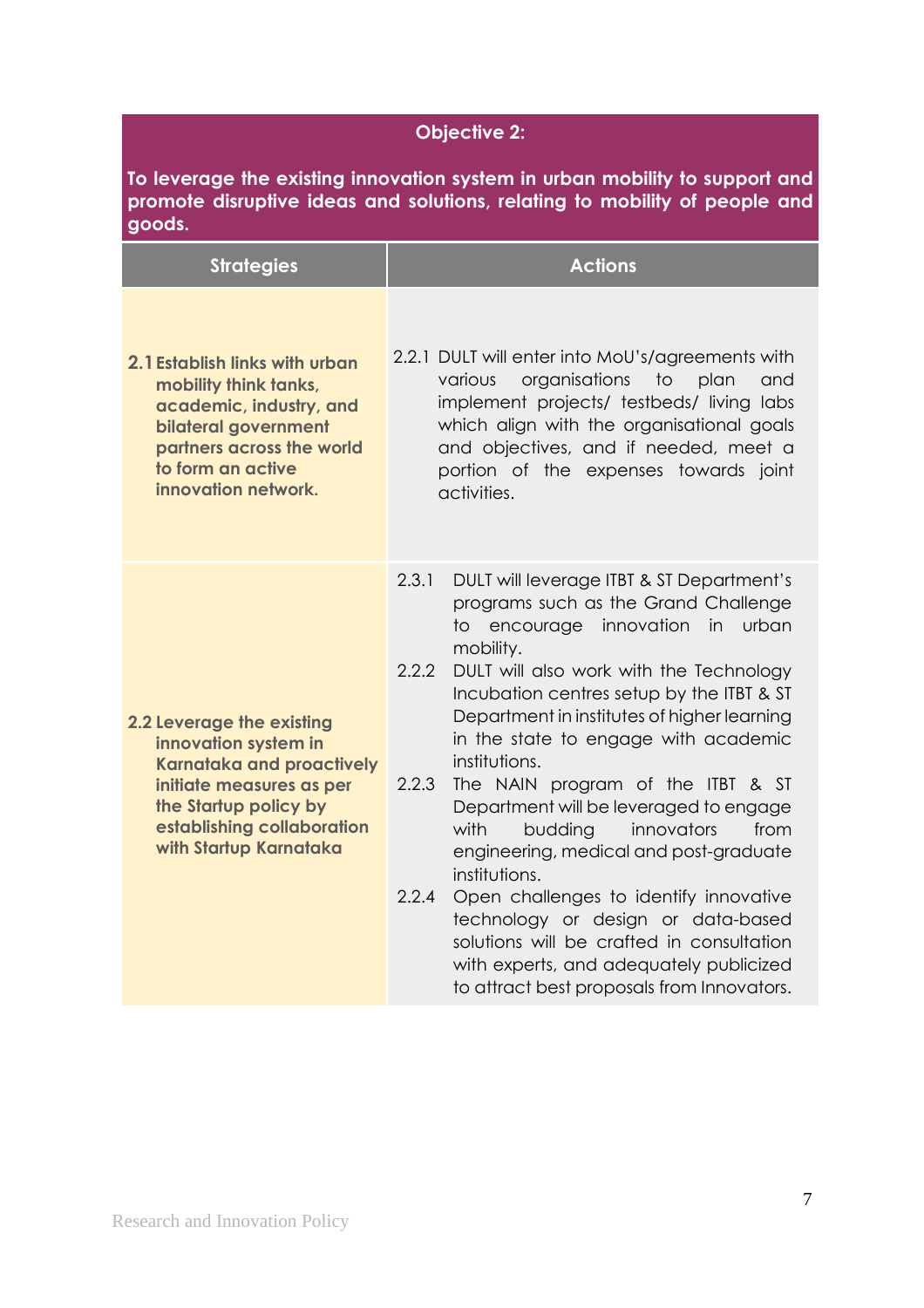| **Objective 2:** <br><br> **To leverage the existing innovation system in urban mobility to support and promote disruptive ideas and solutions, relating to mobility of people and goods.** | |
|---|---|
| **Strategies** | **Actions** |
| **2.1 Establish links with urban mobility think tanks, academic, industry, and bilateral government partners across the world to form an active innovation network.** | 2.2.1 DULT will enter into MoU's/agreements with various organisations to plan and implement projects/ testbeds/ living labs which align with the organisational goals and objectives, and if needed, meet a portion of the expenses towards joint activities. |
| **2.2 Leverage the existing innovation system in Karnataka and proactively initiate measures as per the Startup policy by establishing collaboration with Startup Karnataka** | 2.3.1 DULT will leverage ITBT & ST Department's programs such as the Grand Challenge to encourage innovation in urban mobility. <br> 2.2.2 DULT will also work with the Technology Incubation centres setup by the ITBT & ST Department in institutes of higher learning in the state to engage with academic institutions. <br> 2.2.3 The NAIN program of the ITBT & ST Department will be leveraged to engage with budding innovators from engineering, medical and post-graduate institutions. <br> 2.2.4 Open challenges to identify innovative technology or design or data-based solutions will be crafted in consultation with experts, and adequately publicized to attract best proposals from Innovators. |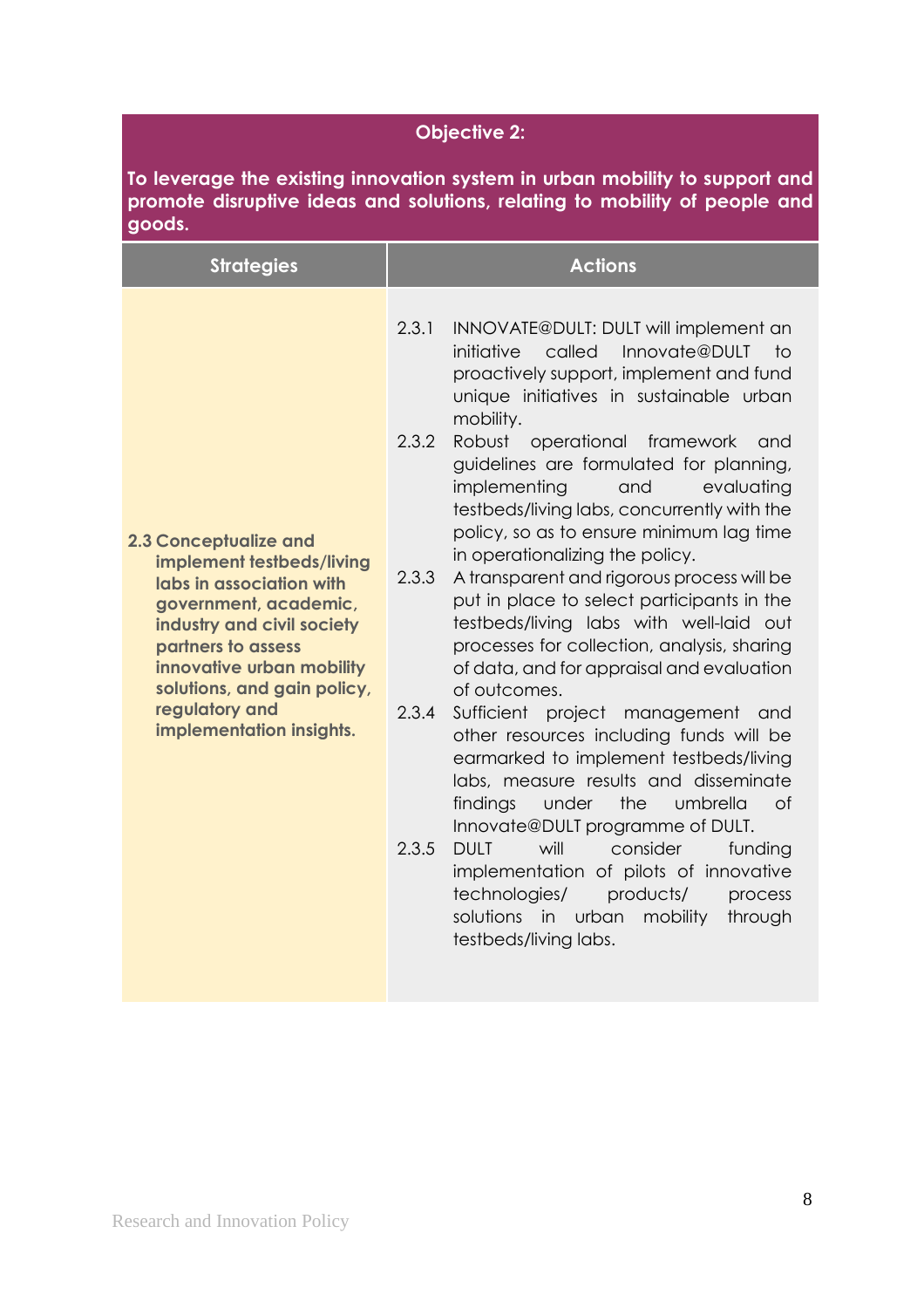**Objective 2:**

**To leverage the existing innovation system in urban mobility to support and promote disruptive ideas and solutions, relating to mobility of people and goods.**

| Strategies | Actions |
|---|---|
| **2.3 Conceptualize and implement testbeds/living labs in association with government, academic, industry and civil society partners to assess innovative urban mobility solutions, and gain policy, regulatory and implementation insights.** | 2.3.1 INNOVATE@DULT: DULT will implement an initiative called Innovate@DULT to proactively support, implement and fund unique initiatives in sustainable urban mobility.<br>2.3.2 Robust operational framework and guidelines are formulated for planning, implementing and evaluating testbeds/living labs, concurrently with the policy, so as to ensure minimum lag time in operationalizing the policy.<br>2.3.3 A transparent and rigorous process will be put in place to select participants in the testbeds/living labs with well-laid out processes for collection, analysis, sharing of data, and for appraisal and evaluation of outcomes.<br>2.3.4 Sufficient project management and other resources including funds will be earmarked to implement testbeds/living labs, measure results and disseminate findings under the umbrella of Innovate@DULT programme of DULT.<br>2.3.5 DULT will consider funding implementation of pilots of innovative technologies/ products/ process solutions in urban mobility through testbeds/living labs. |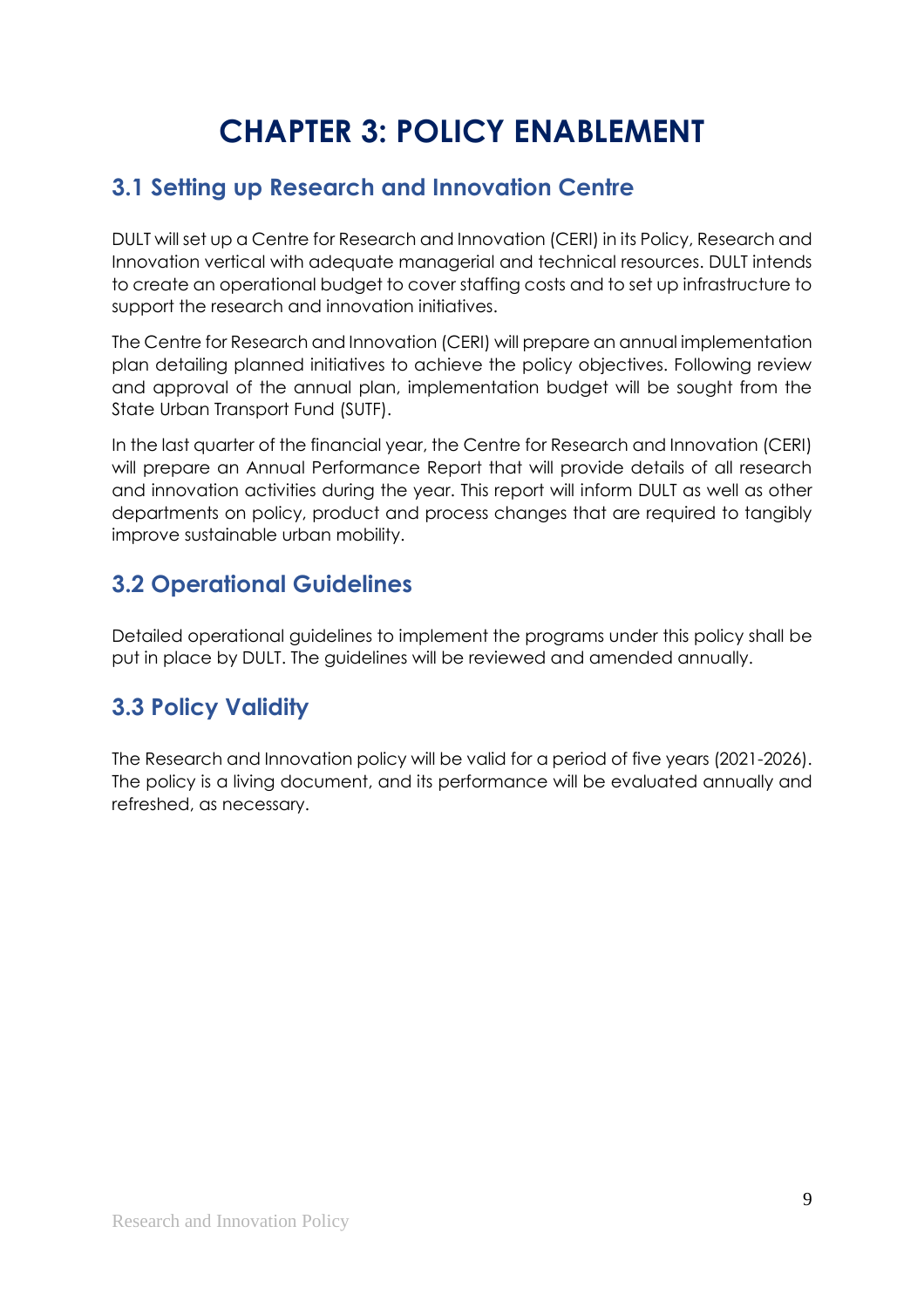# CHAPTER 3: POLICY ENABLEMENT

## 3.1 Setting up Research and Innovation Centre

DULT will set up a Centre for Research and Innovation (CERI) in its Policy, Research and Innovation vertical with adequate managerial and technical resources. DULT intends to create an operational budget to cover staffing costs and to set up infrastructure to support the research and innovation initiatives.

The Centre for Research and Innovation (CERI) will prepare an annual implementation plan detailing planned initiatives to achieve the policy objectives. Following review and approval of the annual plan, implementation budget will be sought from the State Urban Transport Fund (SUTF).

In the last quarter of the financial year, the Centre for Research and Innovation (CERI) will prepare an Annual Performance Report that will provide details of all research and innovation activities during the year. This report will inform DULT as well as other departments on policy, product and process changes that are required to tangibly improve sustainable urban mobility.

## 3.2 Operational Guidelines

Detailed operational guidelines to implement the programs under this policy shall be put in place by DULT. The guidelines will be reviewed and amended annually.

## 3.3 Policy Validity

The Research and Innovation policy will be valid for a period of five years (2021-2026). The policy is a living document, and its performance will be evaluated annually and refreshed, as necessary.